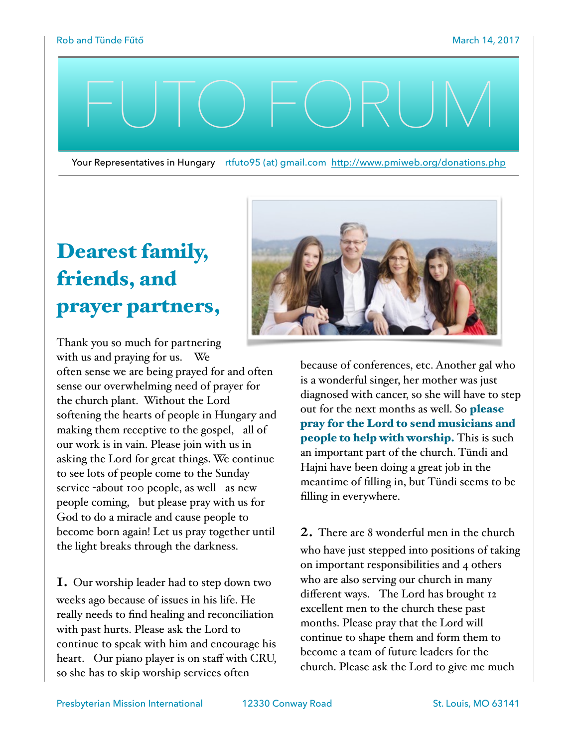# FUTO FORUM

Your Representatives in Hungary rtfuto95 (at) gmail.com http://www.pmiweb.org/donations.php

## Dearest family, friends, and prayer partners,

Thank you so much for partnering with us and praying for us. We often sense we are being prayed for and often sense our overwhelming need of prayer for the church plant. Without the Lord softening the hearts of people in Hungary and making them receptive to the gospel, all of our work is in vain. Please join with us in asking the Lord for great things. We continue to see lots of people come to the Sunday service -about 100 people, as well as new people coming, but please pray with us for God to do a miracle and cause people to become born again! Let us pray together until the light breaks through the darkness.

**1.** Our worship leader had to step down two weeks ago because of issues in his life. He really needs to find healing and reconciliation with past hurts. Please ask the Lord to continue to speak with him and encourage his heart. Our piano player is on staff with CRU, so she has to skip worship services often because of conferences, etc. Another gal who is a wonderful singer, her mother was just diagnosed with cancer, so she will have to step out for the next months as well. So **please pray for the Lord to send musicians and people to help with worship.** This is such an important part of the church. Tündi and Hajni have been doing a great job in the meantime of filling in, but Tündi seems to be filling in everywhere.

**2.** There are 8 wonderful men in the church who have just stepped into positions of taking on important responsibilities and 4 others who are also serving our church in many different ways. The Lord has brought 12 excellent men to the church these past months. Please pray that the Lord will continue to shape them and form them to become a team of future leaders for the church. Please ask the Lord to give me much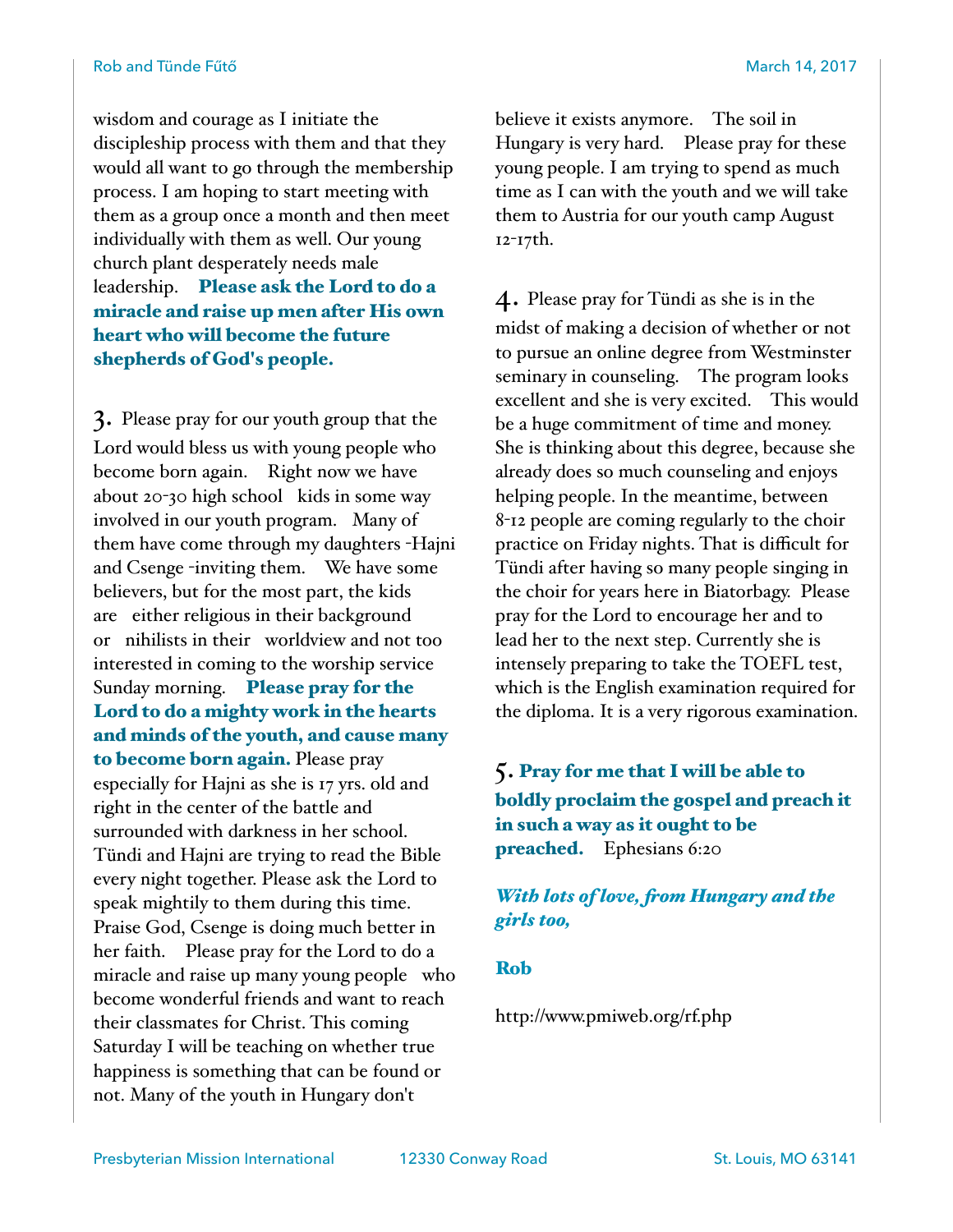wisdom and courage as I initiate the discipleship process with them and that they would all want to go through the membership process. I am hoping to start meeting with them as a group once a month and then meet individually with them as well. Our young church plant desperately needs male leadership. **Please ask the Lord to do a miracle and raise up men after His own heart who will become the future shepherds of God's people.**

3. Please pray for our youth group that the Lord would bless us with young people who become born again. Right now we have about 20-30 high school kids in some way involved in our youth program. Many of them have come through my daughters -Hajni and Csenge -inviting them. We have some believers, but for the most part, the kids are either religious in their background or nihilists in their worldview and not too interested in coming to the worship service Sunday morning. **Please pray for the Lord to do a mighty work in the hearts and minds of the youth, and cause many to become born again.** Please pray especially for Hajni as she is 17 yrs. old and right in the center of the battle and surrounded with darkness in her school. Tündi and Hajni are trying to read the Bible every night together. Please ask the Lord to speak mightily to them during this time. Praise God, Csenge is doing much better in her faith. Please pray for the Lord to do a miracle and raise up many young people who become wonderful friends and want to reach their classmates for Christ. This coming Saturday I will be teaching on whether true happiness is something that can be found or not. Many of the youth in Hungary don't believe it exists anymore. The soil in Hungary is very hard. Please pray for these young people. I am trying to spend as much time as I can with the youth and we will take them to Austria for our youth camp August 12-17th.

4. Please pray for Tündi as she is in the midst of making a decision of whether or not to pursue an online degree from Westminster seminary in counseling. The program looks excellent and she is very excited. This would be a huge commitment of time and money. She is thinking about this degree, because she already does so much counseling and enjoys helping people. In the meantime, between 8-12 people are coming regularly to the choir practice on Friday nights. That is difficult for Tündi after having so many people singing in the choir for years here in Biatorbagy. Please pray for the Lord to encourage her and to lead her to the next step. Currently she is intensely preparing to take the TOEFL test, which is the English examination required for the diploma. It is a very rigorous examination.

5. **Pray for me that I will be able to boldly proclaim the gospel and preach it in such a way as it ought to be preached.** Ephesians 6:20

***With lots of love, from Hungary and the girls too,***

**Rob**

http://www.pmiweb.org/rf.php